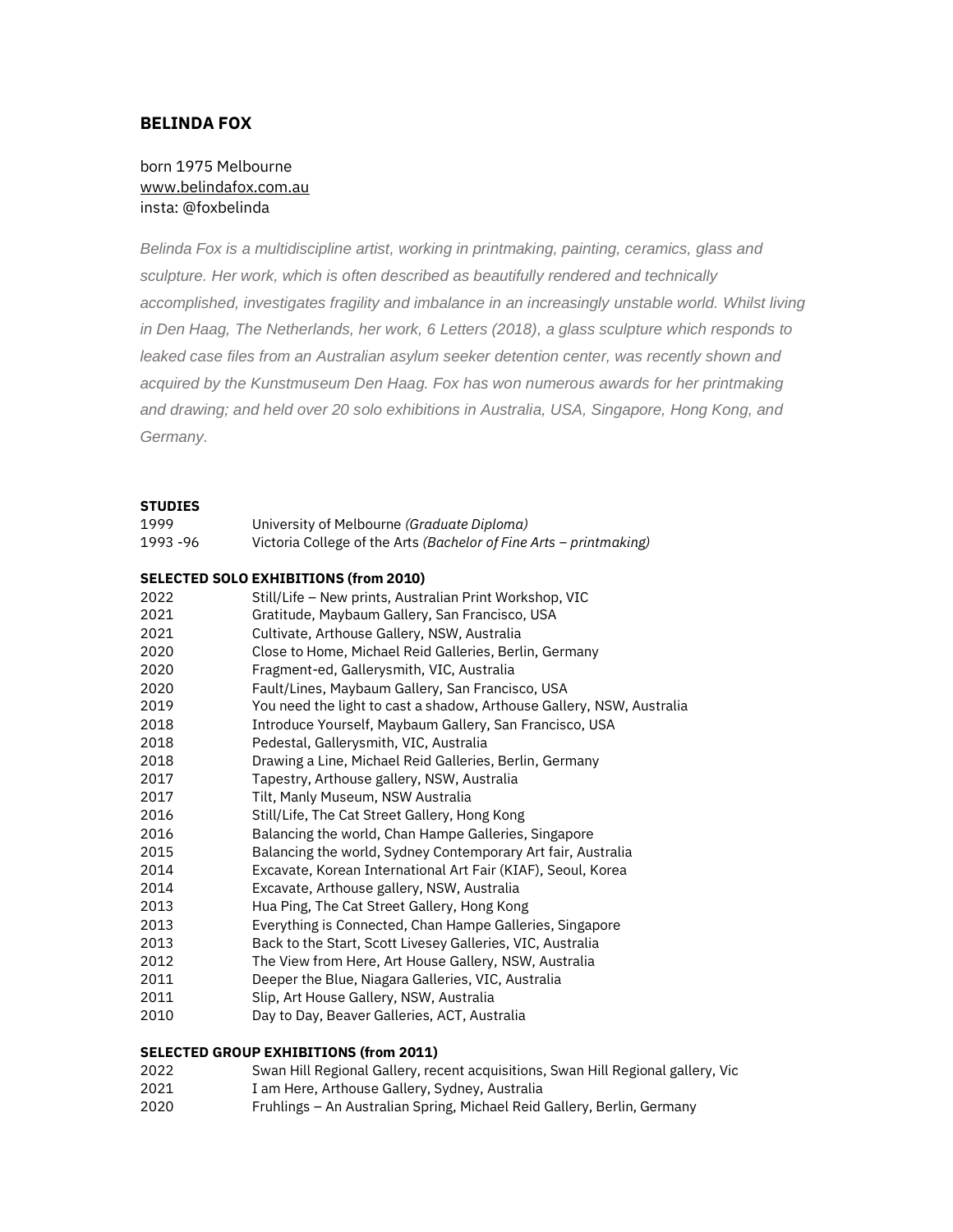# BELINDA FOX

born 1975 Melbourne
www.belindafox.com.au
insta: @foxbelinda

*Belinda Fox is a multidiscipline artist, working in printmaking, painting, ceramics, glass and sculpture. Her work, which is often described as beautifully rendered and technically accomplished, investigates fragility and imbalance in an increasingly unstable world. Whilst living in Den Haag, The Netherlands, her work, 6 Letters (2018), a glass sculpture which responds to leaked case files from an Australian asylum seeker detention center, was recently shown and acquired by the Kunstmuseum Den Haag. Fox has won numerous awards for her printmaking and drawing; and held over 20 solo exhibitions in Australia, USA, Singapore, Hong Kong, and Germany.*

**STUDIES**

| | |
|---|---|
| 1999 | University of Melbourne *(Graduate Diploma)* |
| 1993 -96 | Victoria College of the Arts *(Bachelor of Fine Arts – printmaking)* |

**SELECTED SOLO EXHIBITIONS (from 2010)**

| | |
|---|---|
| 2022 | Still/Life – New prints, Australian Print Workshop, VIC |
| 2021 | Gratitude, Maybaum Gallery, San Francisco, USA |
| 2021 | Cultivate, Arthouse Gallery, NSW, Australia |
| 2020 | Close to Home, Michael Reid Galleries, Berlin, Germany |
| 2020 | Fragment-ed, Gallerysmith, VIC, Australia |
| 2020 | Fault/Lines, Maybaum Gallery, San Francisco, USA |
| 2019 | You need the light to cast a shadow, Arthouse Gallery, NSW, Australia |
| 2018 | Introduce Yourself, Maybaum Gallery, San Francisco, USA |
| 2018 | Pedestal, Gallerysmith, VIC, Australia |
| 2018 | Drawing a Line, Michael Reid Galleries, Berlin, Germany |
| 2017 | Tapestry, Arthouse gallery, NSW, Australia |
| 2017 | Tilt, Manly Museum, NSW Australia |
| 2016 | Still/Life, The Cat Street Gallery, Hong Kong |
| 2016 | Balancing the world, Chan Hampe Galleries, Singapore |
| 2015 | Balancing the world, Sydney Contemporary Art fair, Australia |
| 2014 | Excavate, Korean International Art Fair (KIAF), Seoul, Korea |
| 2014 | Excavate, Arthouse gallery, NSW, Australia |
| 2013 | Hua Ping, The Cat Street Gallery, Hong Kong |
| 2013 | Everything is Connected, Chan Hampe Galleries, Singapore |
| 2013 | Back to the Start, Scott Livesey Galleries, VIC, Australia |
| 2012 | The View from Here, Art House Gallery, NSW, Australia |
| 2011 | Deeper the Blue, Niagara Galleries, VIC, Australia |
| 2011 | Slip, Art House Gallery, NSW, Australia |
| 2010 | Day to Day, Beaver Galleries, ACT, Australia |

**SELECTED GROUP EXHIBITIONS (from 2011)**

| | |
|---|---|
| 2022 | Swan Hill Regional Gallery, recent acquisitions, Swan Hill Regional gallery, Vic |
| 2021 | I am Here, Arthouse Gallery, Sydney, Australia |
| 2020 | Fruhlings – An Australian Spring, Michael Reid Gallery, Berlin, Germany |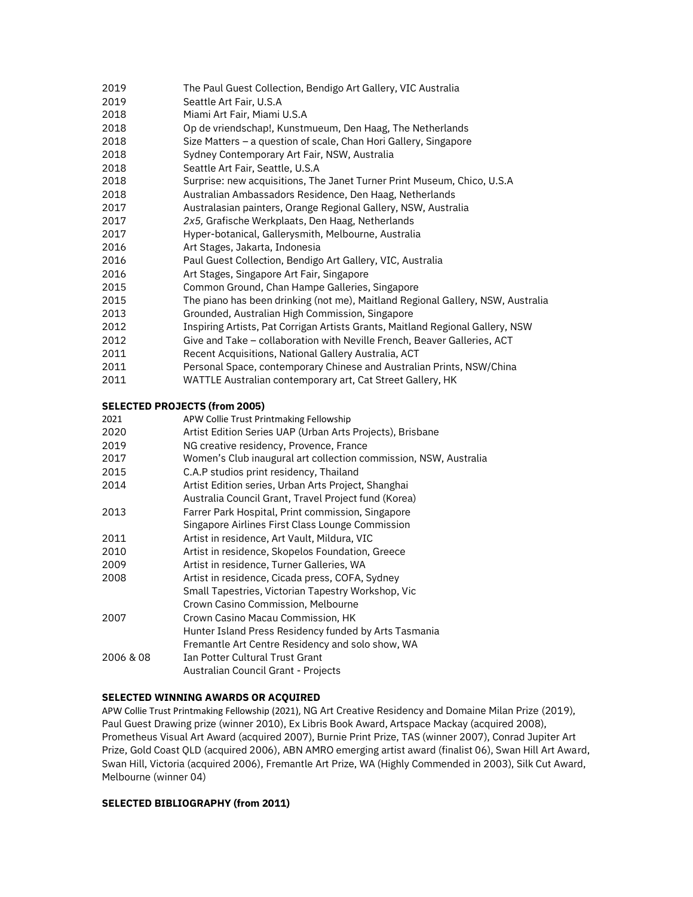2019 The Paul Guest Collection, Bendigo Art Gallery, VIC Australia
2019 Seattle Art Fair, U.S.A
2018 Miami Art Fair, Miami U.S.A
2018 Op de vriendschap!, Kunstmueum, Den Haag, The Netherlands
2018 Size Matters – a question of scale, Chan Hori Gallery, Singapore
2018 Sydney Contemporary Art Fair, NSW, Australia
2018 Seattle Art Fair, Seattle, U.S.A
2018 Surprise: new acquisitions, The Janet Turner Print Museum, Chico, U.S.A
2018 Australian Ambassadors Residence, Den Haag, Netherlands
2017 Australasian painters, Orange Regional Gallery, NSW, Australia
2017 *2x5,* Grafische Werkplaats, Den Haag, Netherlands
2017 Hyper-botanical, Gallerysmith, Melbourne, Australia
2016 Art Stages, Jakarta, Indonesia
2016 Paul Guest Collection, Bendigo Art Gallery, VIC, Australia
2016 Art Stages, Singapore Art Fair, Singapore
2015 Common Ground, Chan Hampe Galleries, Singapore
2015 The piano has been drinking (not me), Maitland Regional Gallery, NSW, Australia
2013 Grounded, Australian High Commission, Singapore
2012 Inspiring Artists, Pat Corrigan Artists Grants, Maitland Regional Gallery, NSW
2012 Give and Take – collaboration with Neville French, Beaver Galleries, ACT
2011 Recent Acquisitions, National Gallery Australia, ACT
2011 Personal Space, contemporary Chinese and Australian Prints, NSW/China
2011 WATTLE Australian contemporary art, Cat Street Gallery, HK

**SELECTED PROJECTS (from 2005)**

2021 APW Collie Trust Printmaking Fellowship
2020 Artist Edition Series UAP (Urban Arts Projects), Brisbane
2019 NG creative residency, Provence, France
2017 Women's Club inaugural art collection commission, NSW, Australia
2015 C.A.P studios print residency, Thailand
2014 Artist Edition series, Urban Arts Project, Shanghai
Australia Council Grant, Travel Project fund (Korea)
2013 Farrer Park Hospital, Print commission, Singapore
Singapore Airlines First Class Lounge Commission
2011 Artist in residence, Art Vault, Mildura, VIC
2010 Artist in residence, Skopelos Foundation, Greece
2009 Artist in residence, Turner Galleries, WA
2008 Artist in residence, Cicada press, COFA, Sydney
Small Tapestries, Victorian Tapestry Workshop, Vic
Crown Casino Commission, Melbourne
2007 Crown Casino Macau Commission, HK
Hunter Island Press Residency funded by Arts Tasmania
Fremantle Art Centre Residency and solo show, WA
2006 & 08 Ian Potter Cultural Trust Grant
Australian Council Grant - Projects

**SELECTED WINNING AWARDS OR ACQUIRED**

APW Collie Trust Printmaking Fellowship (2021), NG Art Creative Residency and Domaine Milan Prize (2019), Paul Guest Drawing prize (winner 2010), Ex Libris Book Award, Artspace Mackay (acquired 2008), Prometheus Visual Art Award (acquired 2007), Burnie Print Prize, TAS (winner 2007), Conrad Jupiter Art Prize, Gold Coast QLD (acquired 2006), ABN AMRO emerging artist award (finalist 06), Swan Hill Art Award, Swan Hill, Victoria (acquired 2006), Fremantle Art Prize, WA (Highly Commended in 2003), Silk Cut Award, Melbourne (winner 04)

**SELECTED BIBLIOGRAPHY (from 2011)**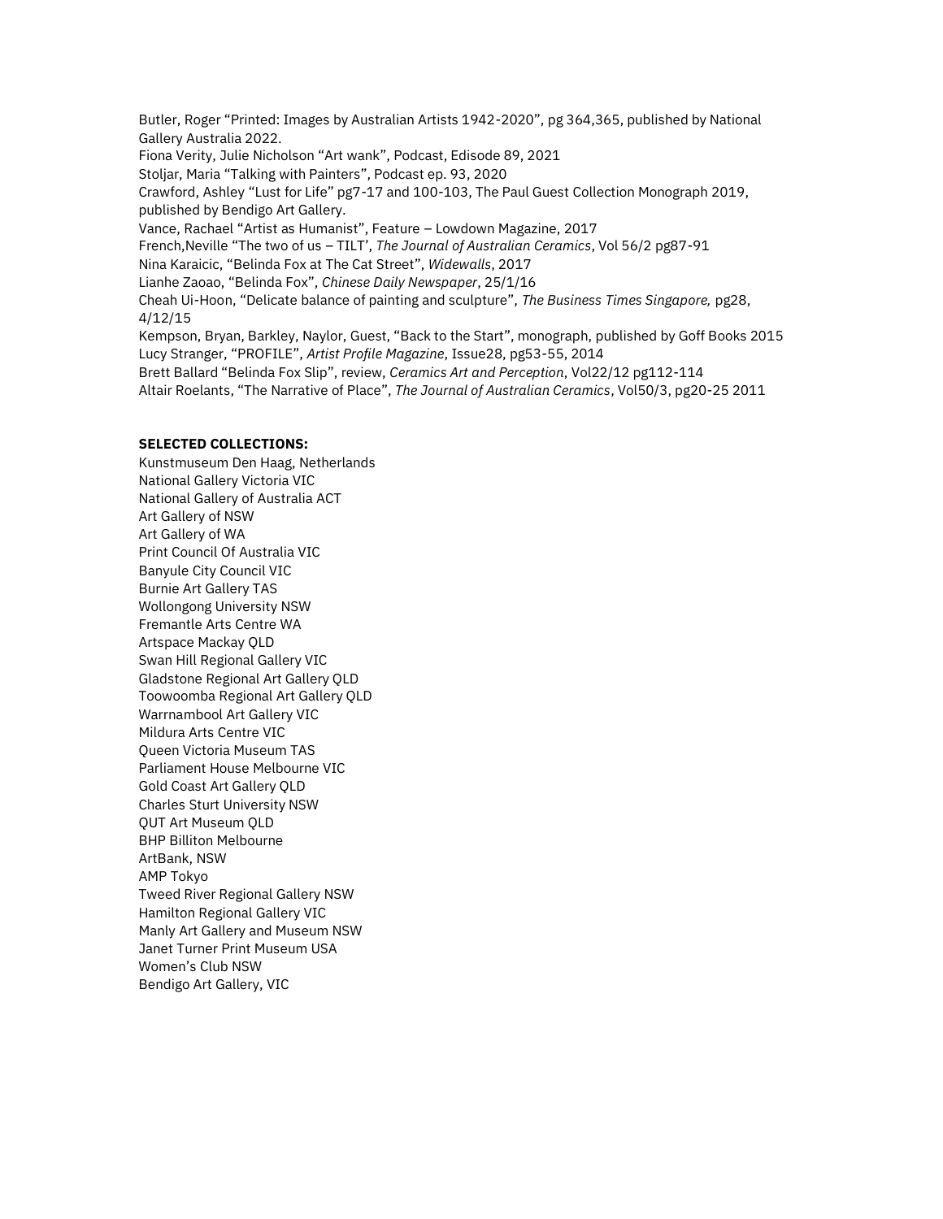Butler, Roger "Printed: Images by Australian Artists 1942-2020", pg 364,365, published by National Gallery Australia 2022.
Fiona Verity, Julie Nicholson "Art wank", Podcast, Edisode 89, 2021
Stoljar, Maria "Talking with Painters", Podcast ep. 93, 2020
Crawford, Ashley "Lust for Life" pg7-17 and 100-103, The Paul Guest Collection Monograph 2019, published by Bendigo Art Gallery.
Vance, Rachael "Artist as Humanist", Feature – Lowdown Magazine, 2017
French,Neville "The two of us – TILT', *The Journal of Australian Ceramics*, Vol 56/2 pg87-91
Nina Karaicic, "Belinda Fox at The Cat Street", *Widewalls*, 2017
Lianhe Zaoao, "Belinda Fox", *Chinese Daily Newspaper*, 25/1/16
Cheah Ui-Hoon, "Delicate balance of painting and sculpture", *The Business Times Singapore,* pg28, 4/12/15
Kempson, Bryan, Barkley, Naylor, Guest, "Back to the Start", monograph, published by Goff Books 2015
Lucy Stranger, "PROFILE", *Artist Profile Magazine*, Issue28, pg53-55, 2014
Brett Ballard "Belinda Fox Slip", review, *Ceramics Art and Perception*, Vol22/12 pg112-114
Altair Roelants, "The Narrative of Place", *The Journal of Australian Ceramics*, Vol50/3, pg20-25 2011

**SELECTED COLLECTIONS:**

Kunstmuseum Den Haag, Netherlands
National Gallery Victoria VIC
National Gallery of Australia ACT
Art Gallery of NSW
Art Gallery of WA
Print Council Of Australia VIC
Banyule City Council VIC
Burnie Art Gallery TAS
Wollongong University NSW
Fremantle Arts Centre WA
Artspace Mackay QLD
Swan Hill Regional Gallery VIC
Gladstone Regional Art Gallery QLD
Toowoomba Regional Art Gallery QLD
Warrnambool Art Gallery VIC
Mildura Arts Centre VIC
Queen Victoria Museum TAS
Parliament House Melbourne VIC
Gold Coast Art Gallery QLD
Charles Sturt University NSW
QUT Art Museum QLD
BHP Billiton Melbourne
ArtBank, NSW
AMP Tokyo
Tweed River Regional Gallery NSW
Hamilton Regional Gallery VIC
Manly Art Gallery and Museum NSW
Janet Turner Print Museum USA
Women's Club NSW
Bendigo Art Gallery, VIC